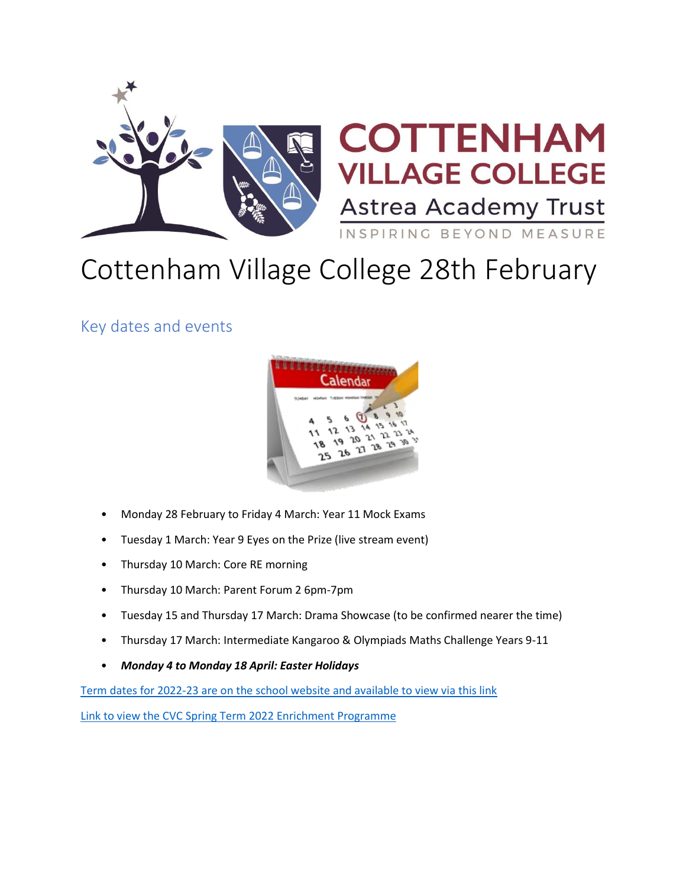# Cottenham Village College 28th February

## Key dates and events

- Monday 28 February to Friday 4 March: Year 11 Mock Exams
- Tuesday 1 March: Year 9 Eyes on the Prize (live stream event)
- Thursday 10 March: Core RE morning
- Thursday 10 March: Parent Forum 2 6pm-7pm
- Tuesday 15 and Thursday 17 March: Drama Showcase (to be confirmed nearer the time)
- Thursday 17 March: Intermediate Kangaroo & Olympiads Maths Challenge Years 9-11
- ***Monday 4 to Monday 18 April: Easter Holidays***

Term dates for 2022-23 are on the school website and available to view via this link

Link to view the CVC Spring Term 2022 Enrichment Programme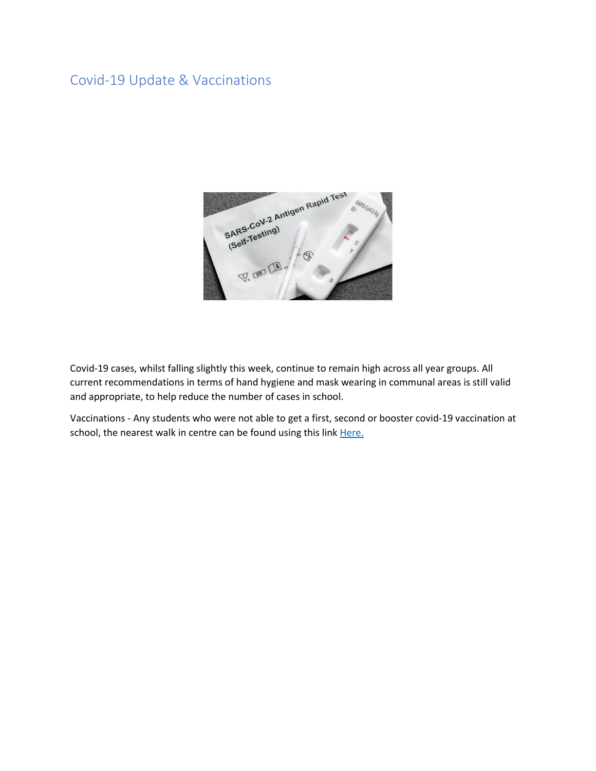## Covid-19 Update & Vaccinations

Covid-19 cases, whilst falling slightly this week, continue to remain high across all year groups. All current recommendations in terms of hand hygiene and mask wearing in communal areas is still valid and appropriate, to help reduce the number of cases in school.

Vaccinations - Any students who were not able to get a first, second or booster covid-19 vaccination at school, the nearest walk in centre can be found using this link Here.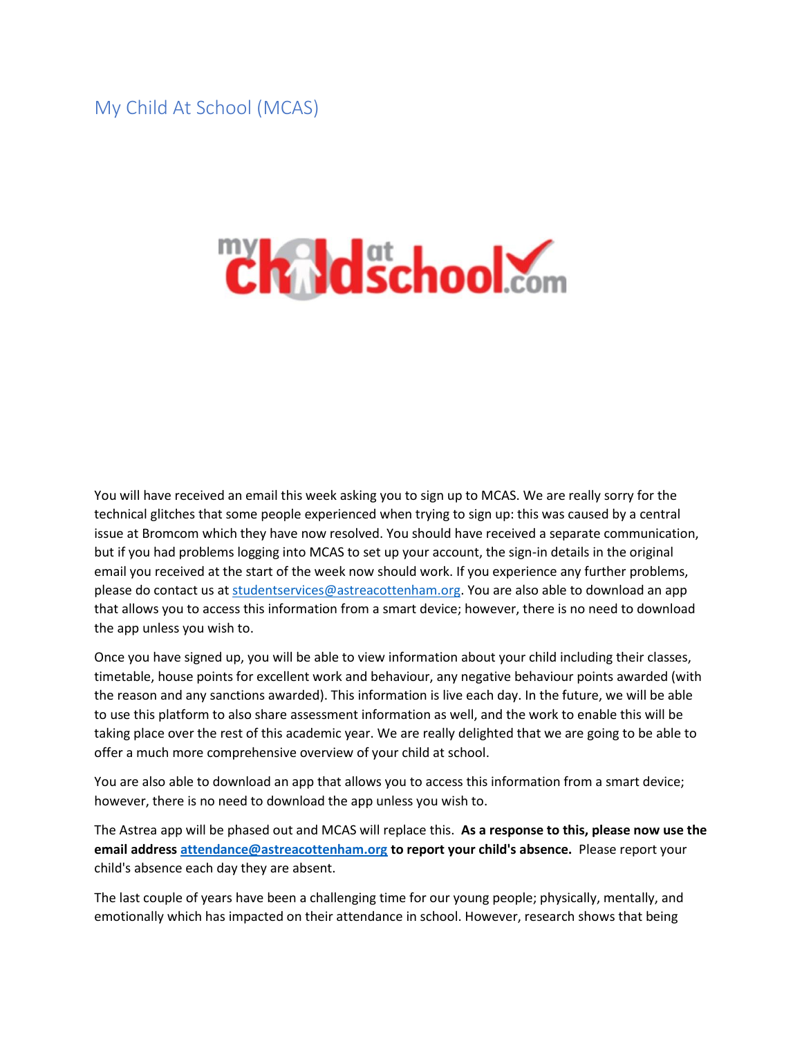## My Child At School (MCAS)

You will have received an email this week asking you to sign up to MCAS. We are really sorry for the technical glitches that some people experienced when trying to sign up: this was caused by a central issue at Bromcom which they have now resolved. You should have received a separate communication, but if you had problems logging into MCAS to set up your account, the sign-in details in the original email you received at the start of the week now should work. If you experience any further problems, please do contact us at [studentservices@astreacottenham.org](mailto:studentservices@astreacottenham.org). You are also able to download an app that allows you to access this information from a smart device; however, there is no need to download the app unless you wish to.

Once you have signed up, you will be able to view information about your child including their classes, timetable, house points for excellent work and behaviour, any negative behaviour points awarded (with the reason and any sanctions awarded). This information is live each day. In the future, we will be able to use this platform to also share assessment information as well, and the work to enable this will be taking place over the rest of this academic year. We are really delighted that we are going to be able to offer a much more comprehensive overview of your child at school.

You are also able to download an app that allows you to access this information from a smart device; however, there is no need to download the app unless you wish to.

The Astrea app will be phased out and MCAS will replace this. **As a response to this, please now use the email address [attendance@astreacottenham.org](mailto:attendance@astreacottenham.org) to report your child's absence.** Please report your child's absence each day they are absent.

The last couple of years have been a challenging time for our young people; physically, mentally, and emotionally which has impacted on their attendance in school. However, research shows that being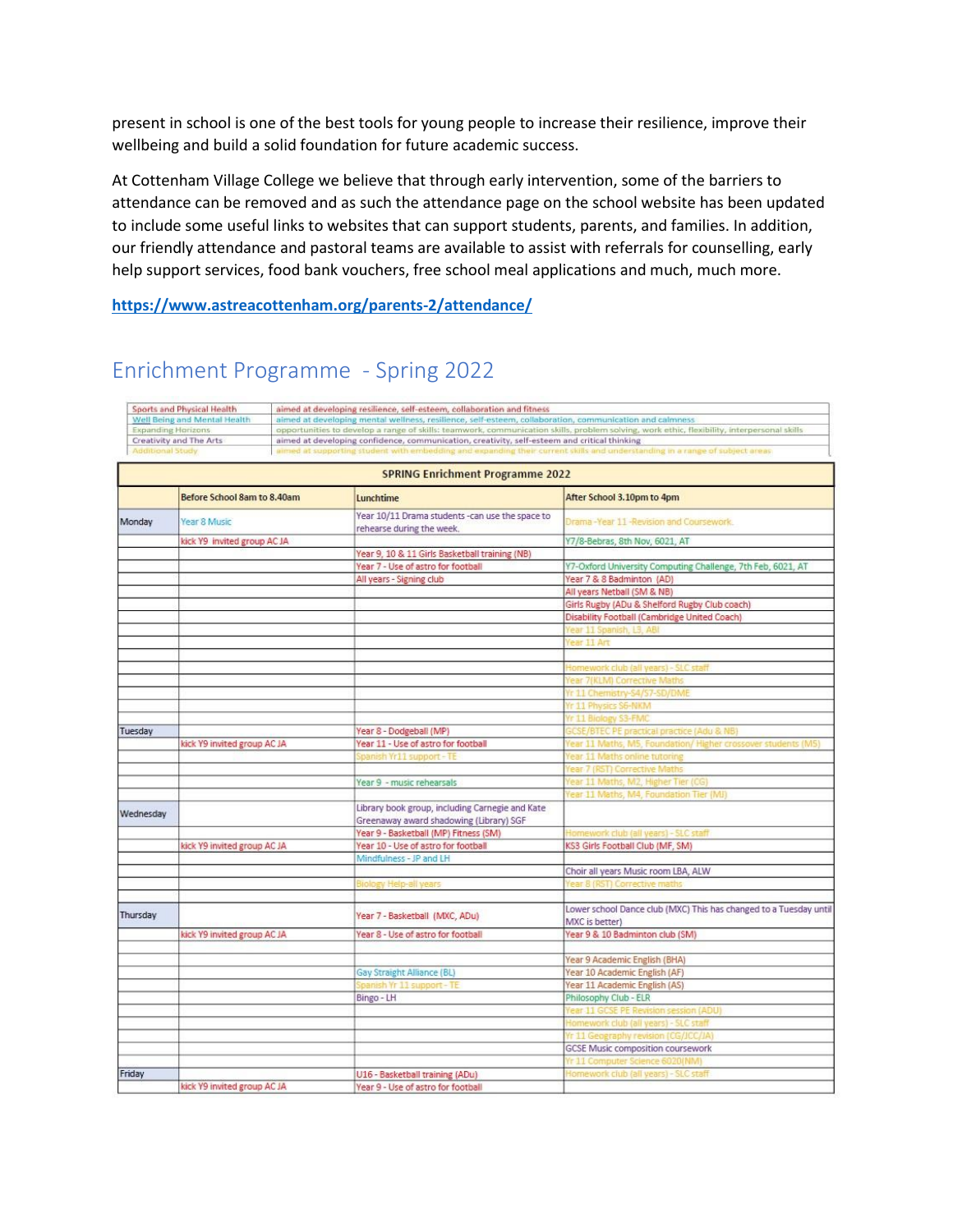present in school is one of the best tools for young people to increase their resilience, improve their wellbeing and build a solid foundation for future academic success.

At Cottenham Village College we believe that through early intervention, some of the barriers to attendance can be removed and as such the attendance page on the school website has been updated to include some useful links to websites that can support students, parents, and families. In addition, our friendly attendance and pastoral teams are available to assist with referrals for counselling, early help support services, food bank vouchers, free school meal applications and much, much more.

**https://www.astreacottenham.org/parents-2/attendance/**

## Enrichment Programme - Spring 2022

| | |
|---|---|
| Sports and Physical Health | aimed at developing resilience, self-esteem, collaboration and fitness |
| Well Being and Mental Health | aimed at developing mental wellness, resilience, self-esteem, collaboration, communication and calmness |
| Expanding Horizons | opportunities to develop a range of skills: teamwork, communication skills, problem solving, work ethic, flexibility, interpersonal skills |
| Creativity and The Arts | aimed at developing confidence, communication, creativity, self-esteem and critical thinking |
| Additional Study | aimed at supporting student with embedding and expanding their current skills and understanding in a range of subject areas |

**SPRING Enrichment Programme 2022**

| | Before School 8am to 8.40am | Lunchtime | After School 3.10pm to 4pm |
|---|---|---|---|
| Monday | Year 8 Music | Year 10/11 Drama students -can use the space to rehearse during the week. | Drama -Year 11 -Revision and Coursework. |
| | kick Y9 invited group AC JA | | Y7/8-Bebras, 8th Nov, 6021, AT |
| | | Year 9, 10 & 11 Girls Basketball training (NB) | |
| | | Year 7 - Use of astro for football | Y7-Oxford University Computing Challenge, 7th Feb, 6021, AT |
| | | All years - Signing club | Year 7 & 8 Badminton (AD) |
| | | | All years Netball (SM & NB) |
| | | | Girls Rugby (ADu & Shelford Rugby Club coach) |
| | | | Disability Football (Cambridge United Coach) |
| | | | Year 11 Spanish, L3, ABI |
| | | | Year 11 Art |
| | | | |
| | | | Homework club (all years) - SLC staff |
| | | | Year 7(KLM) Corrective Maths |
| | | | Yr 11 Chemistry-S4/S7-SD/DME |
| | | | Yr 11 Physics S6-NKM |
| | | | Yr 11 Biology S3-FMC |
| Tuesday | | Year 8 - Dodgeball (MP) | GCSE/BTEC PE practical practice (Adu & NB) |
| | kick Y9 invited group AC JA | Year 11 - Use of astro for football | Year 11 Maths, M5, Foundation/ Higher crossover students (MS) |
| | | Spanish Yr11 support - TE | Year 11 Maths online tutoring |
| | | | Year 7 (RST) Corrective Maths |
| | | Year 9 - music rehearsals | Year 11 Maths, M2, Higher Tier (CG) |
| | | | Year 11 Maths, M4, Foundation Tier (MJ) |
| Wednesday | | Library book group, including Carnegie and Kate Greenaway award shadowing (Library) SGF | |
| | | Year 9 - Basketball (MP) Fitness (SM) | Homework club (all years) - SLC staff |
| | kick Y9 invited group AC JA | Year 10 - Use of astro for football | KS3 Girls Football Club (MF, SM) |
| | | Mindfulness - JP and LH | |
| | | | Choir all years Music room LBA, ALW |
| | | Biology Help-all years | Year 8 (RST) Corrective maths |
| | | | |
| Thursday | | Year 7 - Basketball (MXC, ADu) | Lower school Dance club (MXC) This has changed to a Tuesday until MXC is better) |
| | kick Y9 invited group AC JA | Year 8 - Use of astro for football | Year 9 & 10 Badminton club (SM) |
| | | | |
| | | | Year 9 Academic English (BHA) |
| | | Gay Straight Alliance (BL) | Year 10 Academic English (AF) |
| | | Spanish Yr 11 support - TE | Year 11 Academic English (AS) |
| | | Bingo - LH | Philosophy Club - ELR |
| | | | Year 11 GCSE PE Revision session (ADU) |
| | | | Homework club (all years) - SLC staff |
| | | | Yr 11 Geography revision (CG/JCC/JA) |
| | | | GCSE Music composition coursework |
| | | | Yr 11 Computer Science 6020(NM) |
| Friday | | U16 - Basketball training (ADu) | Homework club (all years) - SLC staff |
| | kick Y9 invited group AC JA | Year 9 - Use of astro for football | |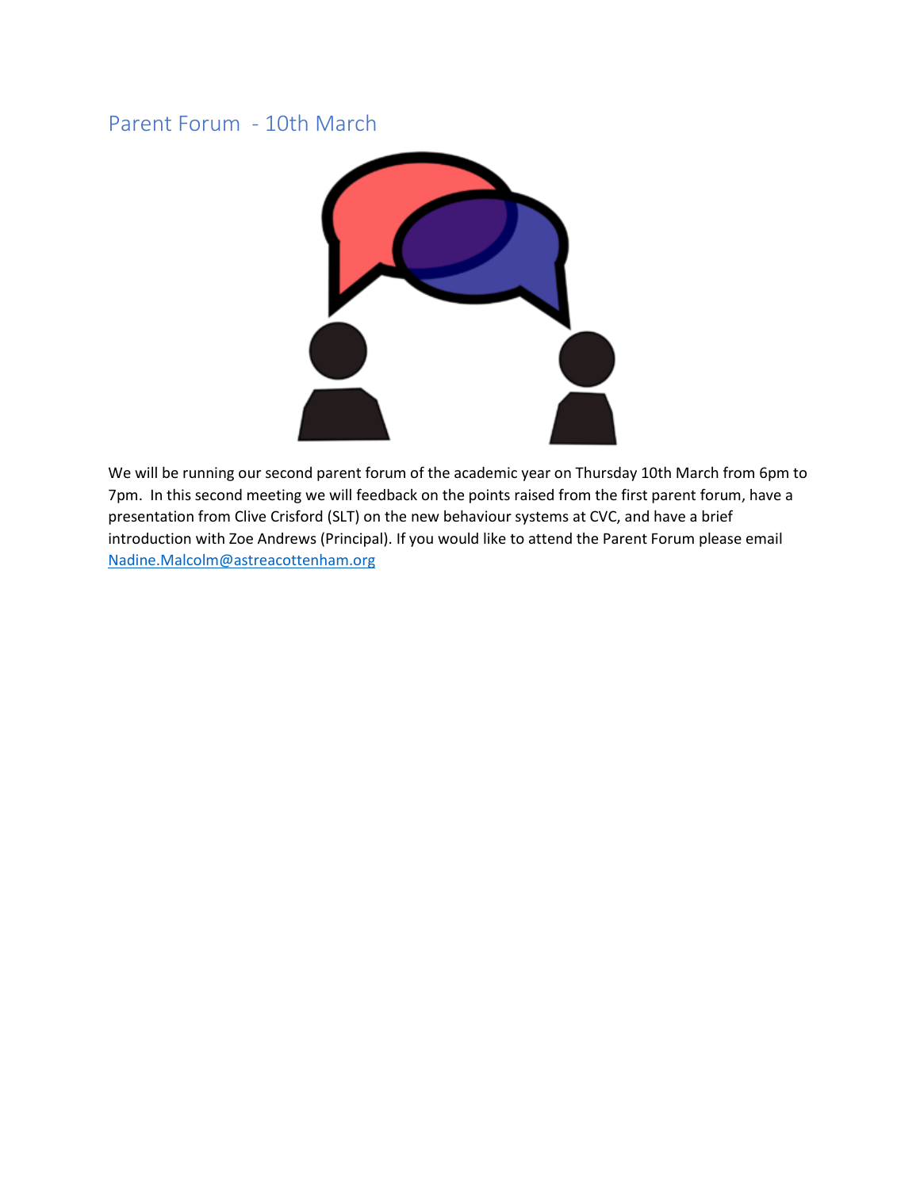## Parent Forum - 10th March

We will be running our second parent forum of the academic year on Thursday 10th March from 6pm to 7pm. In this second meeting we will feedback on the points raised from the first parent forum, have a presentation from Clive Crisford (SLT) on the new behaviour systems at CVC, and have a brief introduction with Zoe Andrews (Principal). If you would like to attend the Parent Forum please email [Nadine.Malcolm@astreacottenham.org](mailto:Nadine.Malcolm@astreacottenham.org)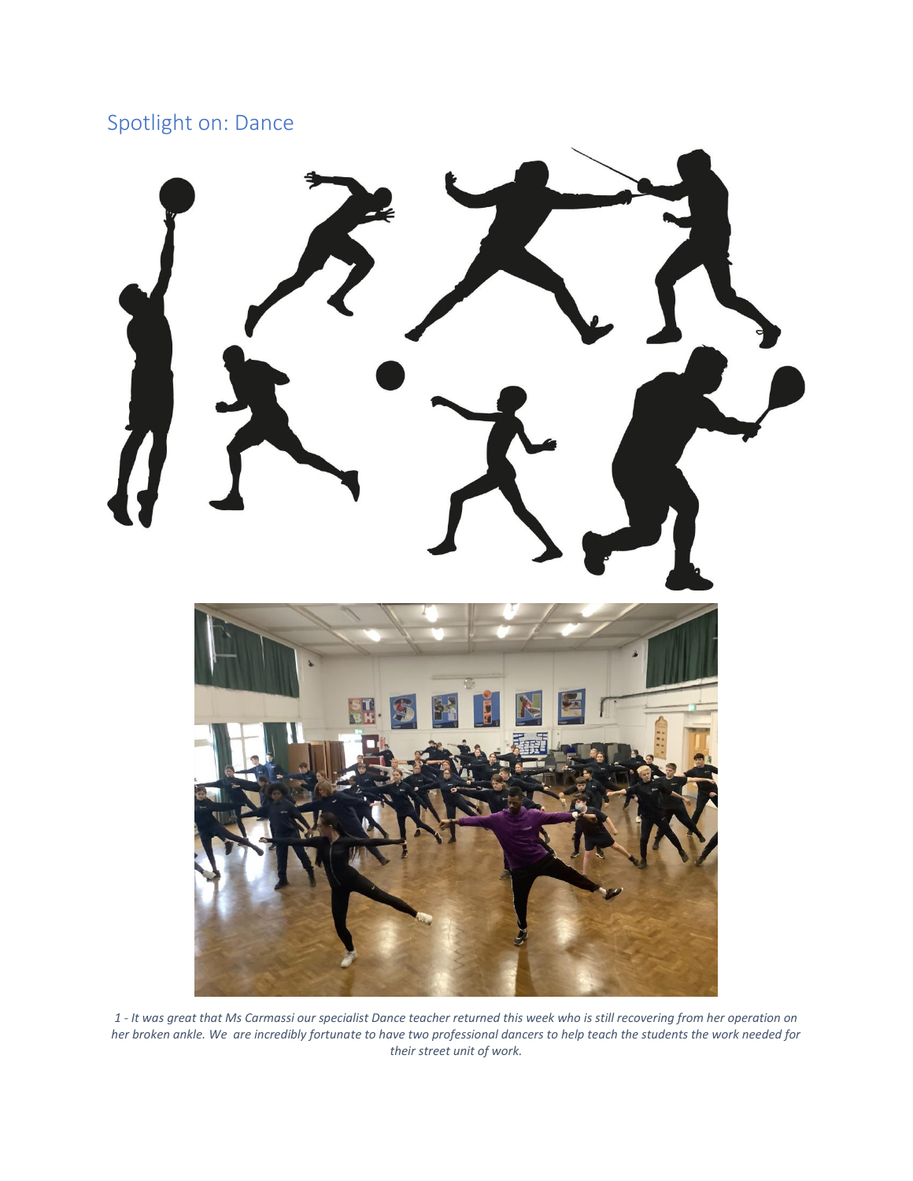## Spotlight on: Dance

*1 - It was great that Ms Carmassi our specialist Dance teacher returned this week who is still recovering from her operation on her broken ankle. We are incredibly fortunate to have two professional dancers to help teach the students the work needed for their street unit of work.*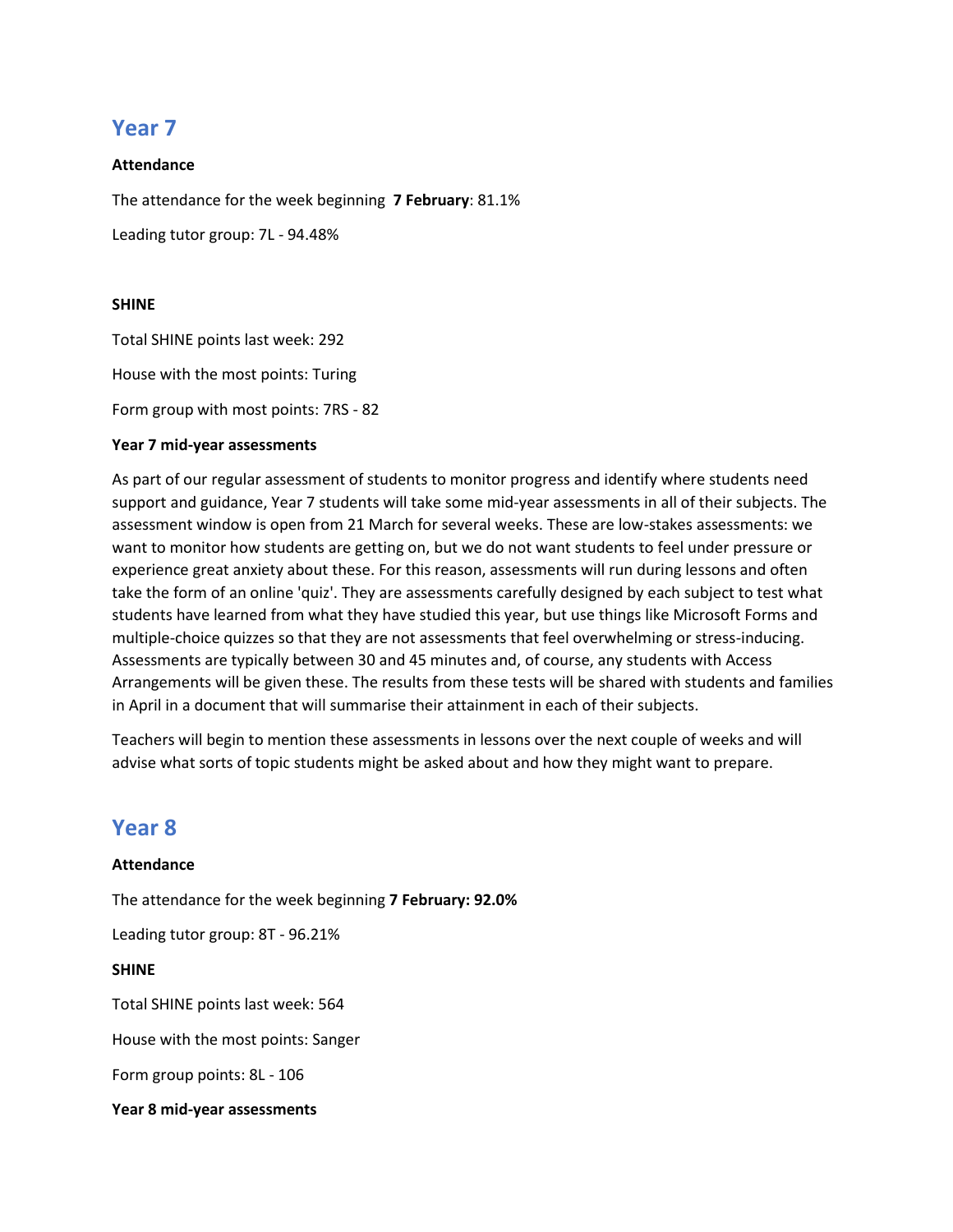## Year 7

**Attendance**

The attendance for the week beginning **7 February**: 81.1%

Leading tutor group: 7L - 94.48%

**SHINE**

Total SHINE points last week: 292

House with the most points: Turing

Form group with most points: 7RS - 82

**Year 7 mid-year assessments**

As part of our regular assessment of students to monitor progress and identify where students need support and guidance, Year 7 students will take some mid-year assessments in all of their subjects. The assessment window is open from 21 March for several weeks. These are low-stakes assessments: we want to monitor how students are getting on, but we do not want students to feel under pressure or experience great anxiety about these. For this reason, assessments will run during lessons and often take the form of an online 'quiz'. They are assessments carefully designed by each subject to test what students have learned from what they have studied this year, but use things like Microsoft Forms and multiple-choice quizzes so that they are not assessments that feel overwhelming or stress-inducing. Assessments are typically between 30 and 45 minutes and, of course, any students with Access Arrangements will be given these. The results from these tests will be shared with students and families in April in a document that will summarise their attainment in each of their subjects.

Teachers will begin to mention these assessments in lessons over the next couple of weeks and will advise what sorts of topic students might be asked about and how they might want to prepare.

## Year 8

**Attendance**

The attendance for the week beginning **7 February: 92.0%**

Leading tutor group: 8T - 96.21%

**SHINE**

Total SHINE points last week: 564

House with the most points: Sanger

Form group points: 8L - 106

**Year 8 mid-year assessments**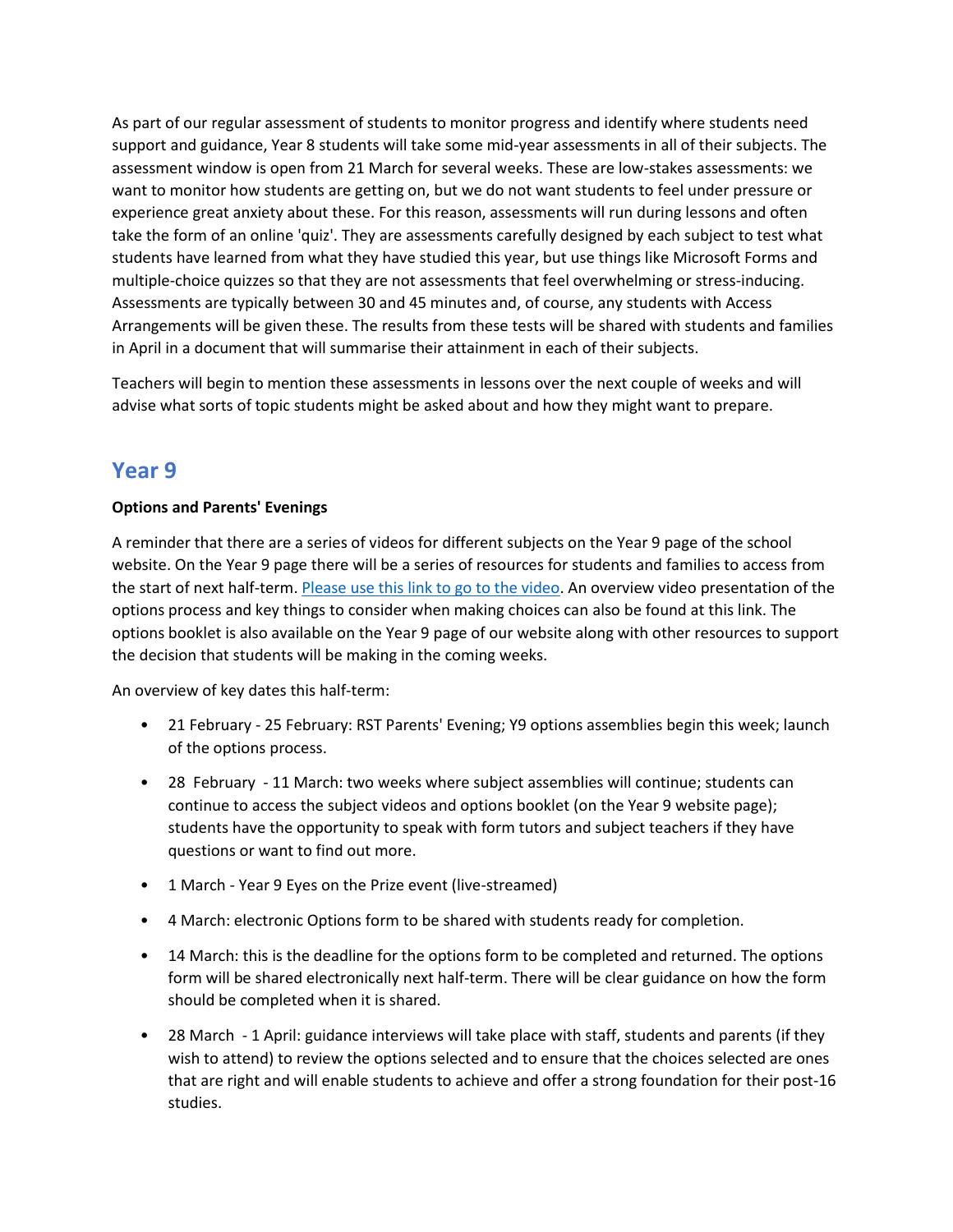As part of our regular assessment of students to monitor progress and identify where students need support and guidance, Year 8 students will take some mid-year assessments in all of their subjects. The assessment window is open from 21 March for several weeks. These are low-stakes assessments: we want to monitor how students are getting on, but we do not want students to feel under pressure or experience great anxiety about these. For this reason, assessments will run during lessons and often take the form of an online 'quiz'. They are assessments carefully designed by each subject to test what students have learned from what they have studied this year, but use things like Microsoft Forms and multiple-choice quizzes so that they are not assessments that feel overwhelming or stress-inducing. Assessments are typically between 30 and 45 minutes and, of course, any students with Access Arrangements will be given these. The results from these tests will be shared with students and families in April in a document that will summarise their attainment in each of their subjects.

Teachers will begin to mention these assessments in lessons over the next couple of weeks and will advise what sorts of topic students might be asked about and how they might want to prepare.

## Year 9

**Options and Parents' Evenings**

A reminder that there are a series of videos for different subjects on the Year 9 page of the school website. On the Year 9 page there will be a series of resources for students and families to access from the start of next half-term. Please use this link to go to the video. An overview video presentation of the options process and key things to consider when making choices can also be found at this link. The options booklet is also available on the Year 9 page of our website along with other resources to support the decision that students will be making in the coming weeks.

An overview of key dates this half-term:

- 21 February - 25 February: RST Parents' Evening; Y9 options assemblies begin this week; launch of the options process.
- 28 February - 11 March: two weeks where subject assemblies will continue; students can continue to access the subject videos and options booklet (on the Year 9 website page); students have the opportunity to speak with form tutors and subject teachers if they have questions or want to find out more.
- 1 March - Year 9 Eyes on the Prize event (live-streamed)
- 4 March: electronic Options form to be shared with students ready for completion.
- 14 March: this is the deadline for the options form to be completed and returned. The options form will be shared electronically next half-term. There will be clear guidance on how the form should be completed when it is shared.
- 28 March - 1 April: guidance interviews will take place with staff, students and parents (if they wish to attend) to review the options selected and to ensure that the choices selected are ones that are right and will enable students to achieve and offer a strong foundation for their post-16 studies.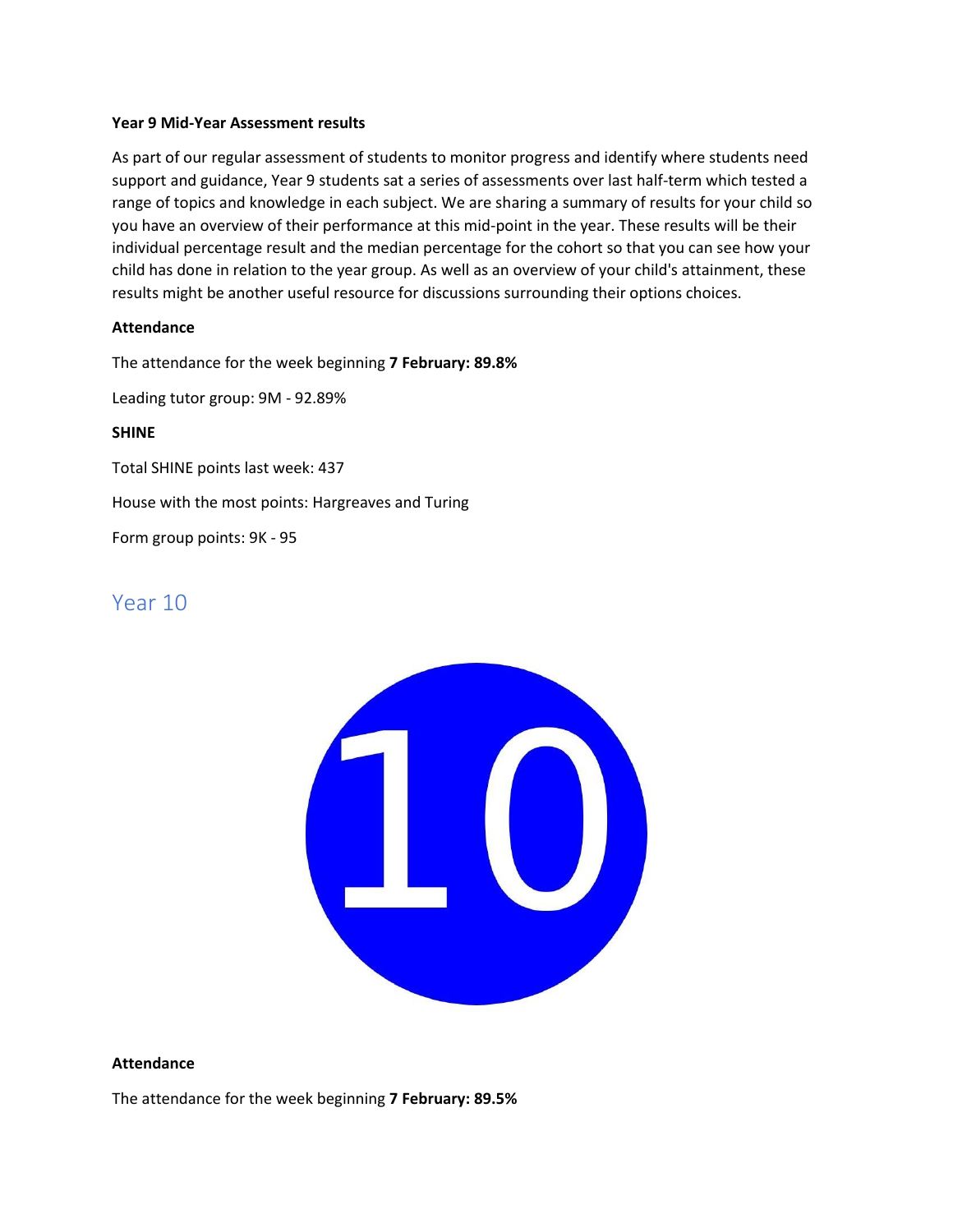**Year 9 Mid-Year Assessment results**

As part of our regular assessment of students to monitor progress and identify where students need support and guidance, Year 9 students sat a series of assessments over last half-term which tested a range of topics and knowledge in each subject. We are sharing a summary of results for your child so you have an overview of their performance at this mid-point in the year. These results will be their individual percentage result and the median percentage for the cohort so that you can see how your child has done in relation to the year group. As well as an overview of your child's attainment, these results might be another useful resource for discussions surrounding their options choices.

**Attendance**

The attendance for the week beginning **7 February: 89.8%**

Leading tutor group: 9M - 92.89%

**SHINE**

Total SHINE points last week: 437

House with the most points: Hargreaves and Turing

Form group points: 9K - 95

## Year 10

**Attendance**

The attendance for the week beginning **7 February: 89.5%**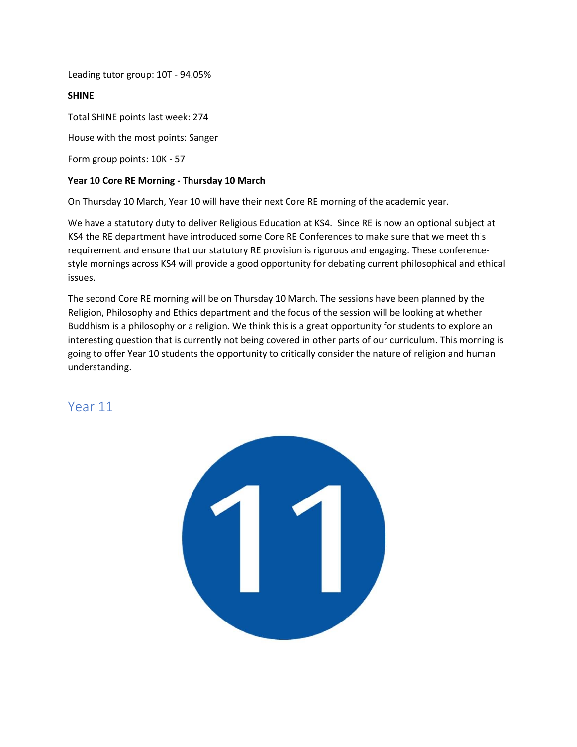Leading tutor group: 10T - 94.05%

**SHINE**

Total SHINE points last week: 274

House with the most points: Sanger

Form group points: 10K - 57

**Year 10 Core RE Morning - Thursday 10 March**

On Thursday 10 March, Year 10 will have their next Core RE morning of the academic year.

We have a statutory duty to deliver Religious Education at KS4. Since RE is now an optional subject at KS4 the RE department have introduced some Core RE Conferences to make sure that we meet this requirement and ensure that our statutory RE provision is rigorous and engaging. These conference-style mornings across KS4 will provide a good opportunity for debating current philosophical and ethical issues.

The second Core RE morning will be on Thursday 10 March. The sessions have been planned by the Religion, Philosophy and Ethics department and the focus of the session will be looking at whether Buddhism is a philosophy or a religion. We think this is a great opportunity for students to explore an interesting question that is currently not being covered in other parts of our curriculum. This morning is going to offer Year 10 students the opportunity to critically consider the nature of religion and human understanding.

## Year 11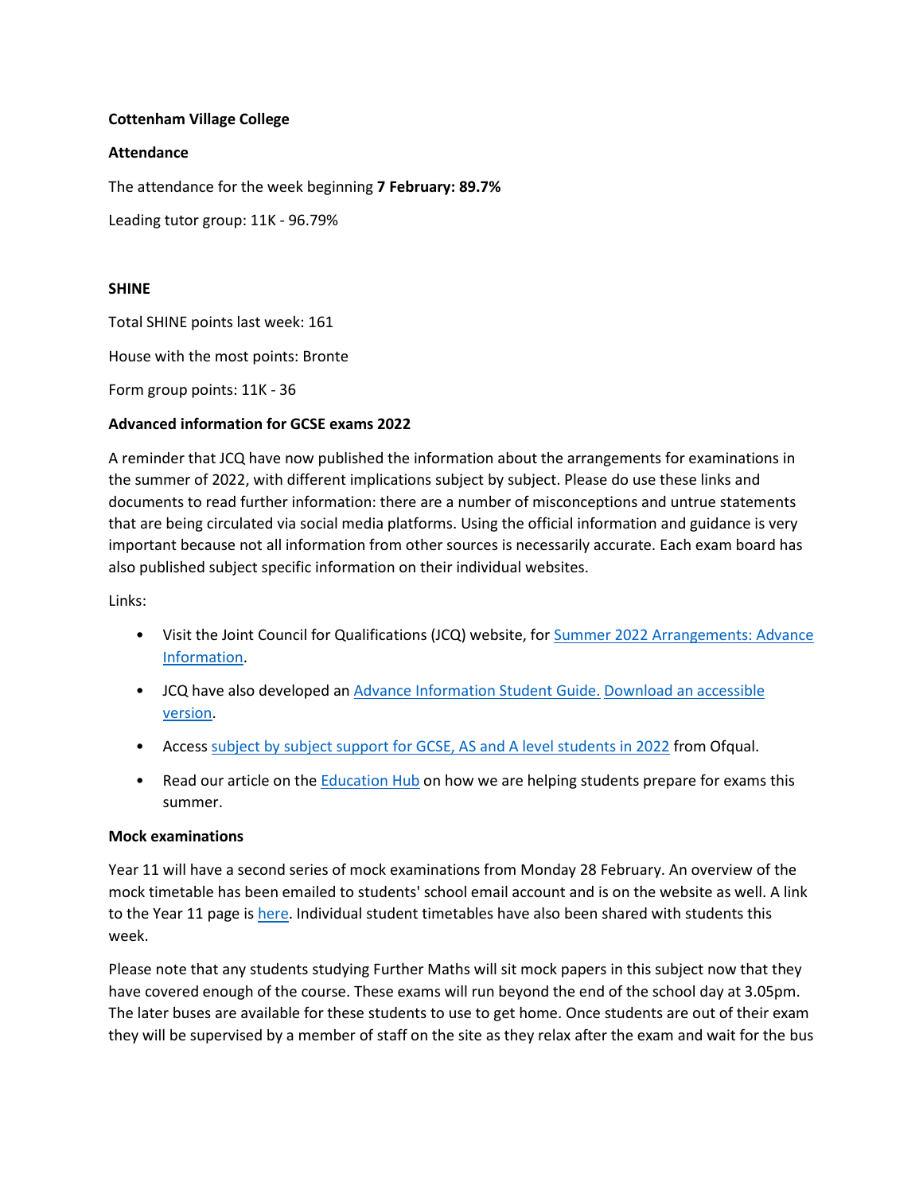**Cottenham Village College**

**Attendance**

The attendance for the week beginning **7 February: 89.7%**

Leading tutor group: 11K - 96.79%

**SHINE**

Total SHINE points last week: 161

House with the most points: Bronte

Form group points: 11K - 36

**Advanced information for GCSE exams 2022**

A reminder that JCQ have now published the information about the arrangements for examinations in the summer of 2022, with different implications subject by subject. Please do use these links and documents to read further information: there are a number of misconceptions and untrue statements that are being circulated via social media platforms. Using the official information and guidance is very important because not all information from other sources is necessarily accurate. Each exam board has also published subject specific information on their individual websites.

Links:

- Visit the Joint Council for Qualifications (JCQ) website, for Summer 2022 Arrangements: Advance Information.
- JCQ have also developed an Advance Information Student Guide. Download an accessible version.
- Access subject by subject support for GCSE, AS and A level students in 2022 from Ofqual.
- Read our article on the Education Hub on how we are helping students prepare for exams this summer.

**Mock examinations**

Year 11 will have a second series of mock examinations from Monday 28 February. An overview of the mock timetable has been emailed to students' school email account and is on the website as well. A link to the Year 11 page is here. Individual student timetables have also been shared with students this week.

Please note that any students studying Further Maths will sit mock papers in this subject now that they have covered enough of the course. These exams will run beyond the end of the school day at 3.05pm. The later buses are available for these students to use to get home. Once students are out of their exam they will be supervised by a member of staff on the site as they relax after the exam and wait for the bus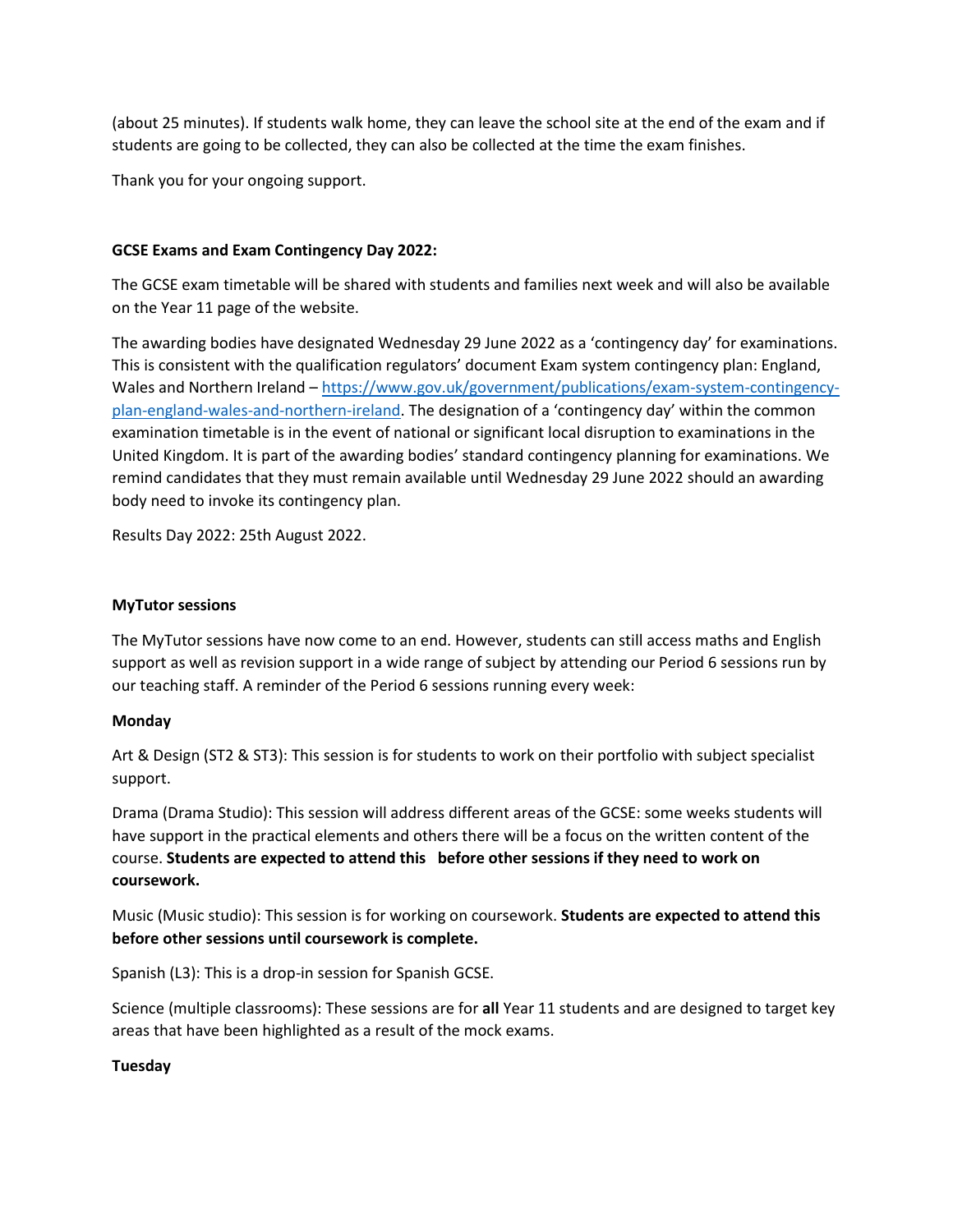(about 25 minutes). If students walk home, they can leave the school site at the end of the exam and if students are going to be collected, they can also be collected at the time the exam finishes.

Thank you for your ongoing support.

**GCSE Exams and Exam Contingency Day 2022:**

The GCSE exam timetable will be shared with students and families next week and will also be available on the Year 11 page of the website.

The awarding bodies have designated Wednesday 29 June 2022 as a 'contingency day' for examinations. This is consistent with the qualification regulators' document Exam system contingency plan: England, Wales and Northern Ireland – [https://www.gov.uk/government/publications/exam-system-contingency-plan-england-wales-and-northern-ireland](https://www.gov.uk/government/publications/exam-system-contingency-plan-england-wales-and-northern-ireland). The designation of a 'contingency day' within the common examination timetable is in the event of national or significant local disruption to examinations in the United Kingdom. It is part of the awarding bodies' standard contingency planning for examinations. We remind candidates that they must remain available until Wednesday 29 June 2022 should an awarding body need to invoke its contingency plan.

Results Day 2022: 25th August 2022.

**MyTutor sessions**

The MyTutor sessions have now come to an end. However, students can still access maths and English support as well as revision support in a wide range of subject by attending our Period 6 sessions run by our teaching staff. A reminder of the Period 6 sessions running every week:

**Monday**

Art & Design (ST2 & ST3): This session is for students to work on their portfolio with subject specialist support.

Drama (Drama Studio): This session will address different areas of the GCSE: some weeks students will have support in the practical elements and others there will be a focus on the written content of the course. **Students are expected to attend this before other sessions if they need to work on coursework.**

Music (Music studio): This session is for working on coursework. **Students are expected to attend this before other sessions until coursework is complete.**

Spanish (L3): This is a drop-in session for Spanish GCSE.

Science (multiple classrooms): These sessions are for **all** Year 11 students and are designed to target key areas that have been highlighted as a result of the mock exams.

**Tuesday**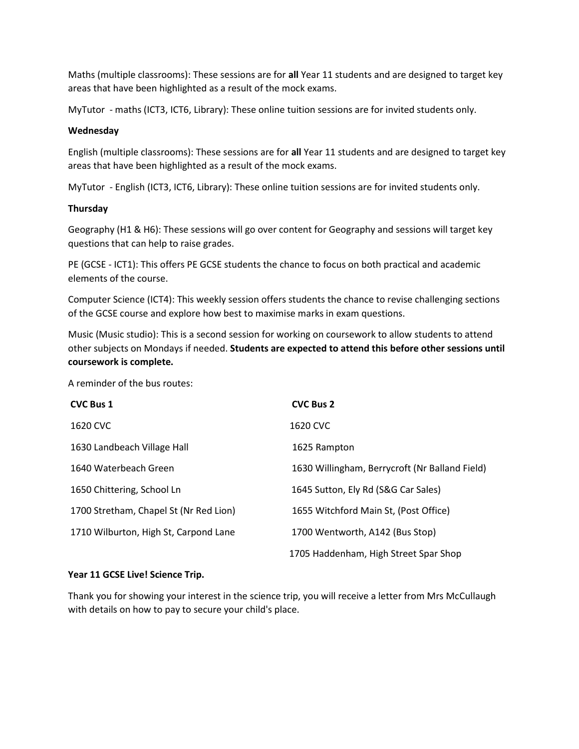Maths (multiple classrooms): These sessions are for **all** Year 11 students and are designed to target key areas that have been highlighted as a result of the mock exams.

MyTutor - maths (ICT3, ICT6, Library): These online tuition sessions are for invited students only.

**Wednesday**

English (multiple classrooms): These sessions are for **all** Year 11 students and are designed to target key areas that have been highlighted as a result of the mock exams.

MyTutor - English (ICT3, ICT6, Library): These online tuition sessions are for invited students only.

**Thursday**

Geography (H1 & H6): These sessions will go over content for Geography and sessions will target key questions that can help to raise grades.

PE (GCSE - ICT1): This offers PE GCSE students the chance to focus on both practical and academic elements of the course.

Computer Science (ICT4): This weekly session offers students the chance to revise challenging sections of the GCSE course and explore how best to maximise marks in exam questions.

Music (Music studio): This is a second session for working on coursework to allow students to attend other subjects on Mondays if needed. **Students are expected to attend this before other sessions until coursework is complete.**

A reminder of the bus routes:

| **CVC Bus 1** | **CVC Bus 2** |
|---|---|
| 1620 CVC | 1620 CVC |
| 1630 Landbeach Village Hall | 1625 Rampton |
| 1640 Waterbeach Green | 1630 Willingham, Berrycroft (Nr Balland Field) |
| 1650 Chittering, School Ln | 1645 Sutton, Ely Rd (S&G Car Sales) |
| 1700 Stretham, Chapel St (Nr Red Lion) | 1655 Witchford Main St, (Post Office) |
| 1710 Wilburton, High St, Carpond Lane | 1700 Wentworth, A142 (Bus Stop) |
| | 1705 Haddenham, High Street Spar Shop |

**Year 11 GCSE Live! Science Trip.**

Thank you for showing your interest in the science trip, you will receive a letter from Mrs McCullaugh with details on how to pay to secure your child's place.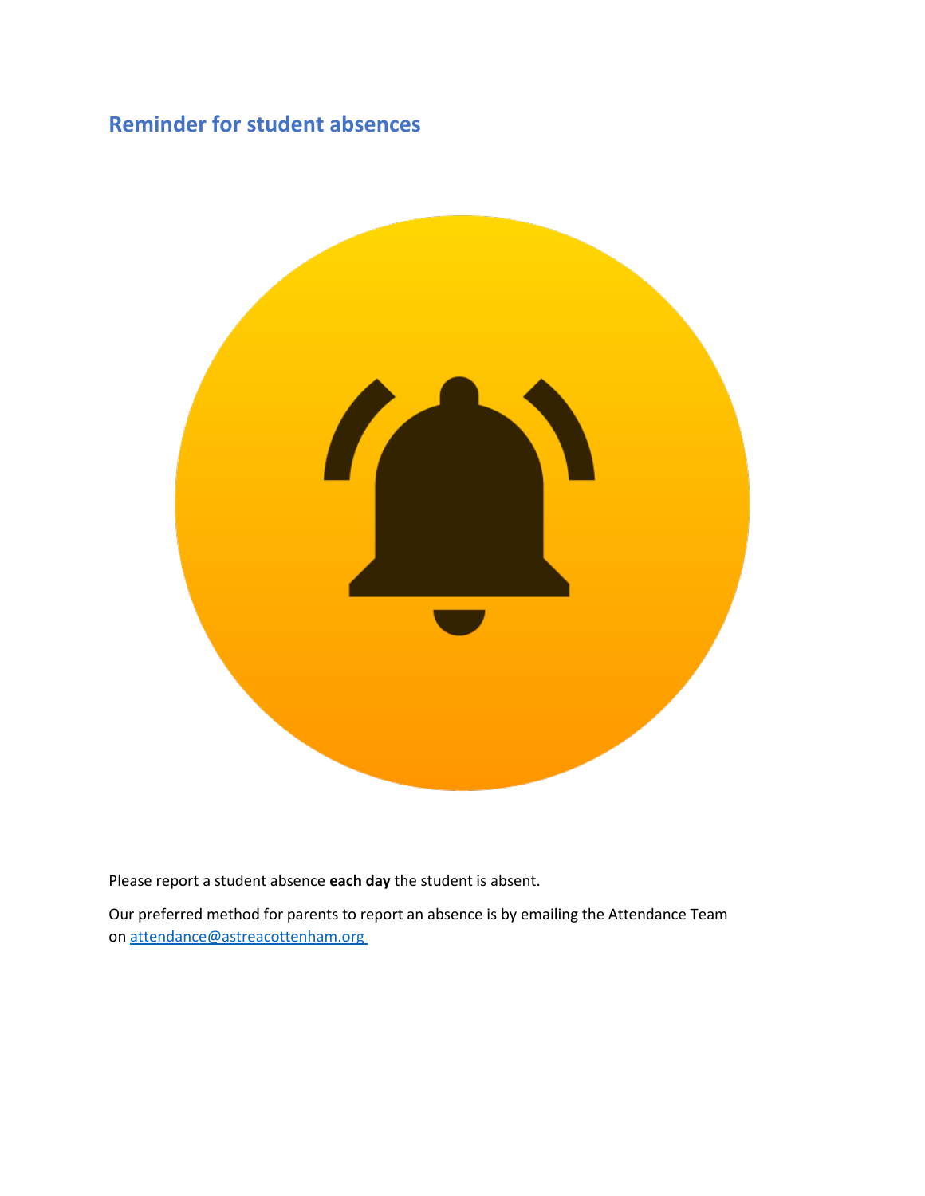## Reminder for student absences

Please report a student absence **each day** the student is absent.

Our preferred method for parents to report an absence is by emailing the Attendance Team on [attendance@astreacottenham.org](mailto:attendance@astreacottenham.org)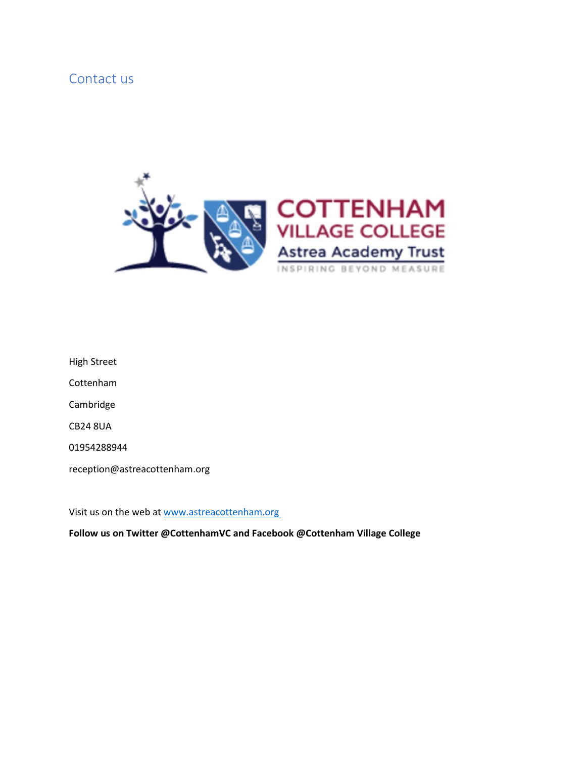## Contact us

High Street

Cottenham

Cambridge

CB24 8UA

01954288944

reception@astreacottenham.org

Visit us on the web at [www.astreacottenham.org](http://www.astreacottenham.org)

**Follow us on Twitter @CottenhamVC and Facebook @Cottenham Village College**